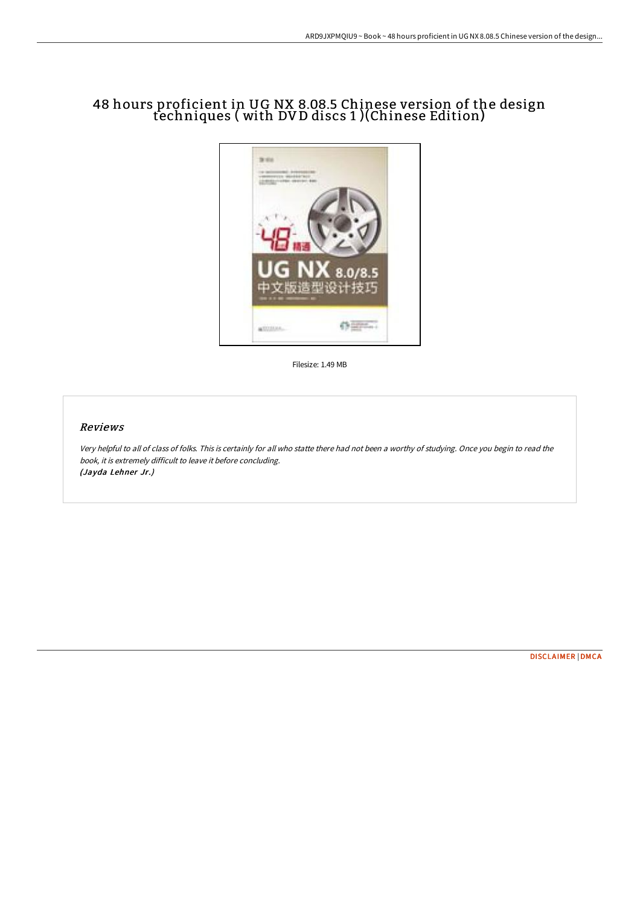# 48 hours proficient in UG NX 8.08.5 Chinese version of the design techniques ( with DVD discs 1 )(Chinese Edition)

Filesize: 1.49 MB

## Reviews

*Very helpful to all of class of folks. This is certainly for all who statte there had not been a worthy of studying. Once you begin to read the book, it is extremely difficult to leave it before concluding.*
***(Jayda Lehner Jr.)***

DISCLAIMER | DMCA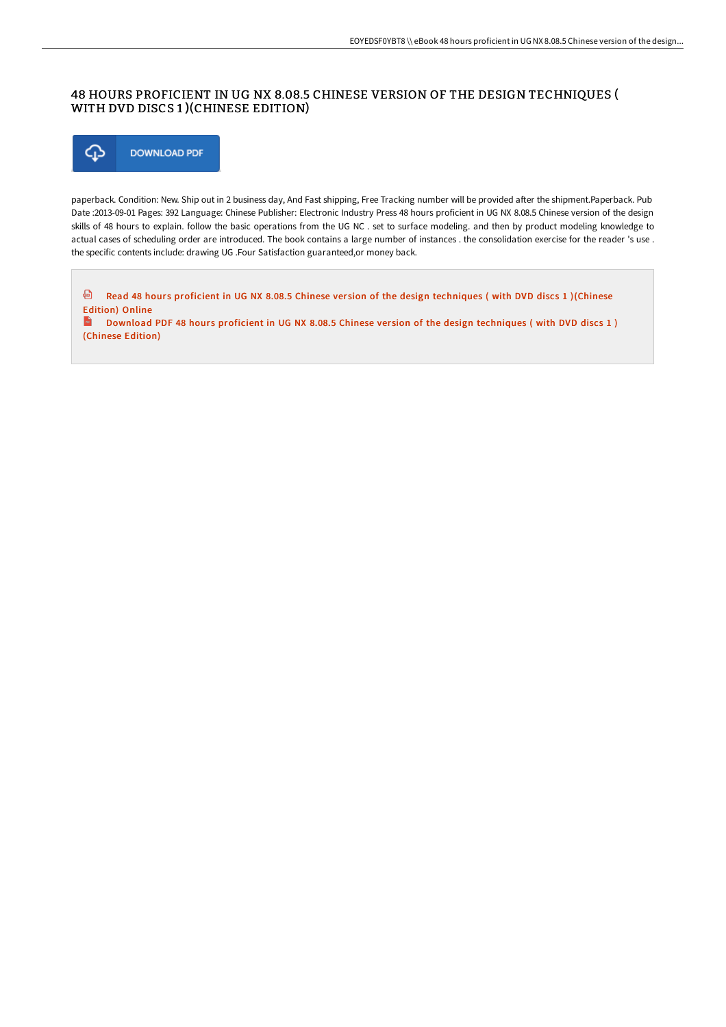# 48 HOURS PROFICIENT IN UG NX 8.08.5 CHINESE VERSION OF THE DESIGN TECHNIQUES ( WITH DVD DISCS 1 )(CHINESE EDITION)

DOWNLOAD PDF

paperback. Condition: New. Ship out in 2 business day, And Fast shipping, Free Tracking number will be provided after the shipment.Paperback. Pub Date :2013-09-01 Pages: 392 Language: Chinese Publisher: Electronic Industry Press 48 hours proficient in UG NX 8.08.5 Chinese version of the design skills of 48 hours to explain. follow the basic operations from the UG NC . set to surface modeling. and then by product modeling knowledge to actual cases of scheduling order are introduced. The book contains a large number of instances . the consolidation exercise for the reader 's use . the specific contents include: drawing UG .Four Satisfaction guaranteed,or money back.

Read 48 hours proficient in UG NX 8.08.5 Chinese version of the design techniques ( with DVD discs 1 )(Chinese Edition) Online

Download PDF 48 hours proficient in UG NX 8.08.5 Chinese version of the design techniques ( with DVD discs 1 ) (Chinese Edition)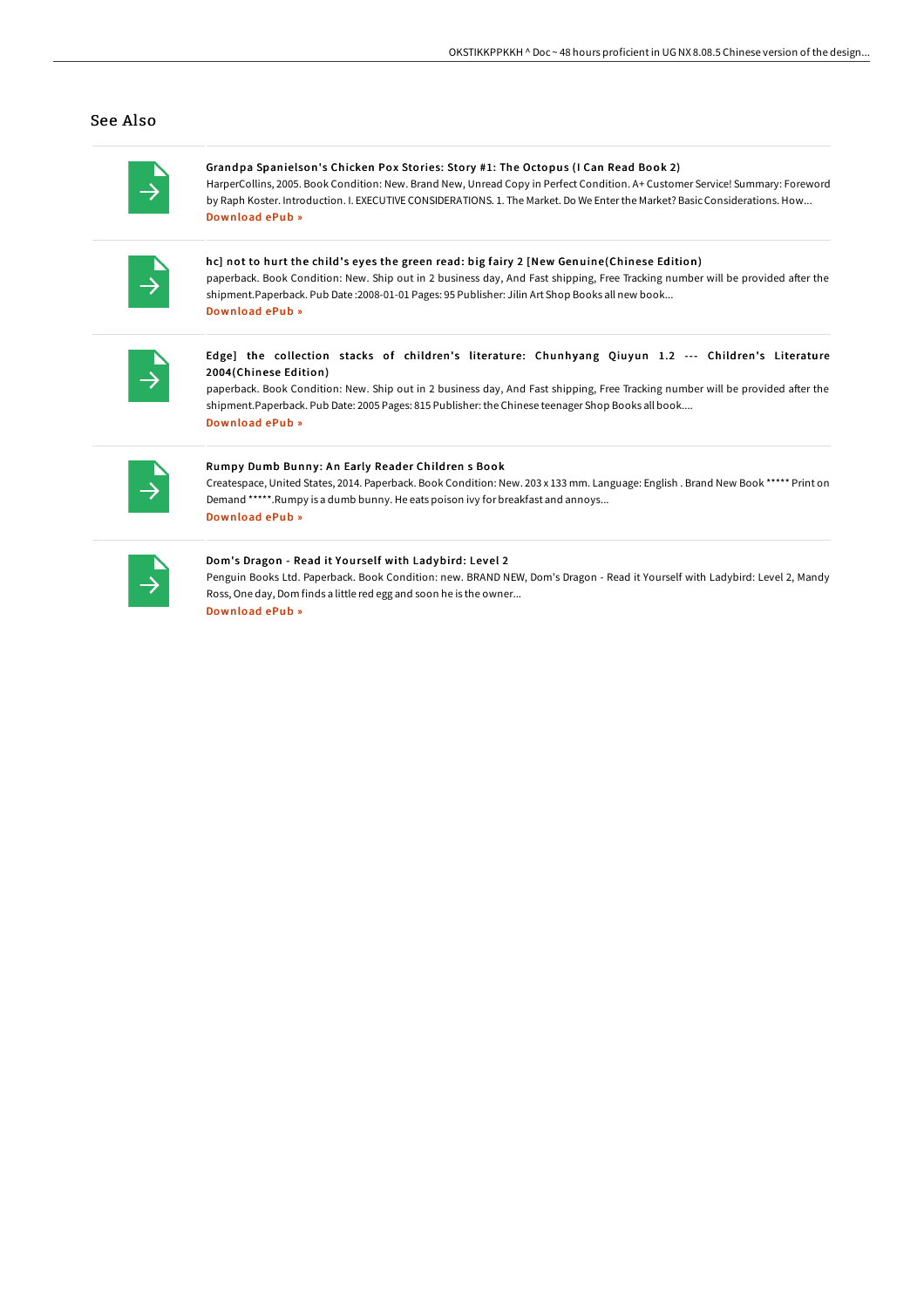## See Also

**Grandpa Spanielson's Chicken Pox Stories: Story #1: The Octopus (I Can Read Book 2)**

HarperCollins, 2005. Book Condition: New. Brand New, Unread Copy in Perfect Condition. A+ Customer Service! Summary: Foreword by Raph Koster. Introduction. I. EXECUTIVE CONSIDERATIONS. 1. The Market. Do We Enter the Market? Basic Considerations. How...

Download ePub »

**hc] not to hurt the child's eyes the green read: big fairy 2 [New Genuine(Chinese Edition)**

paperback. Book Condition: New. Ship out in 2 business day, And Fast shipping, Free Tracking number will be provided after the shipment.Paperback. Pub Date :2008-01-01 Pages: 95 Publisher: Jilin Art Shop Books all new book...

Download ePub »

**Edge] the collection stacks of children's literature: Chunhyang Qiuyun 1.2 --- Children's Literature 2004(Chinese Edition)**

paperback. Book Condition: New. Ship out in 2 business day, And Fast shipping, Free Tracking number will be provided after the shipment.Paperback. Pub Date: 2005 Pages: 815 Publisher: the Chinese teenager Shop Books all book....

Download ePub »

**Rumpy Dumb Bunny: An Early Reader Children s Book**

Createspace, United States, 2014. Paperback. Book Condition: New. 203 x 133 mm. Language: English . Brand New Book ***** Print on Demand *****.Rumpy is a dumb bunny. He eats poison ivy for breakfast and annoys...

Download ePub »

**Dom's Dragon - Read it Yourself with Ladybird: Level 2**

Penguin Books Ltd. Paperback. Book Condition: new. BRAND NEW, Dom's Dragon - Read it Yourself with Ladybird: Level 2, Mandy Ross, One day, Dom finds a little red egg and soon he is the owner...

Download ePub »